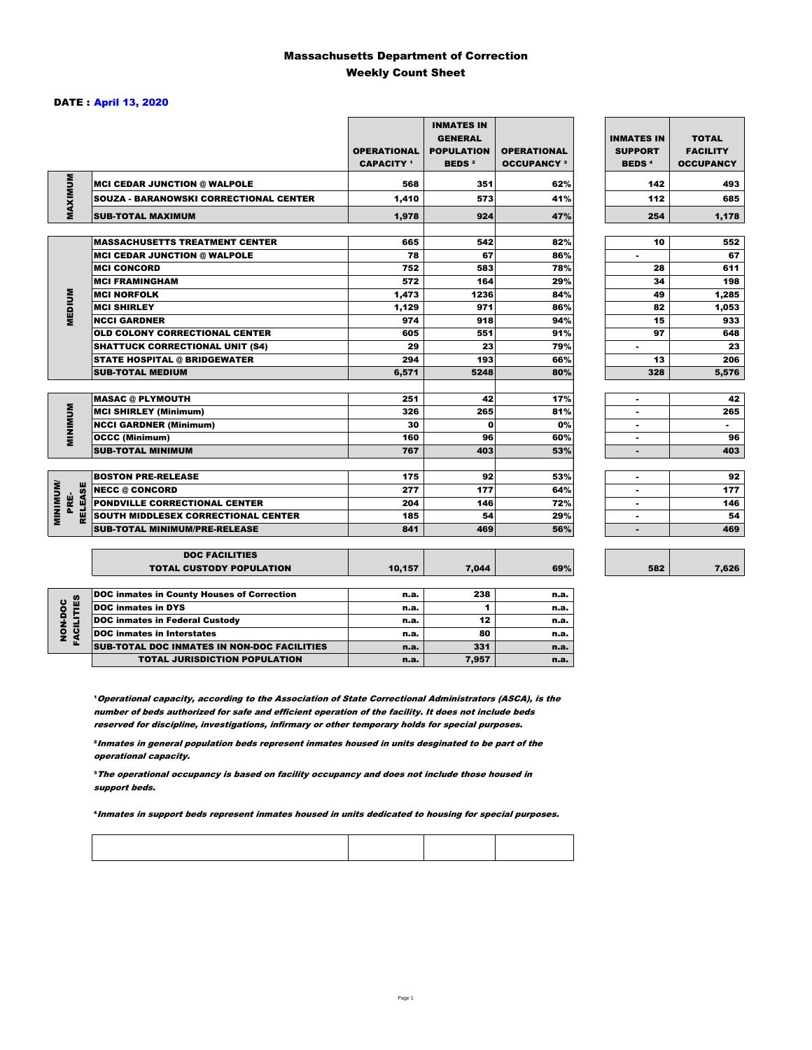# Massachusetts Department of Correction
## Weekly Count Sheet

**DATE : April 13, 2020**

| | | OPERATIONAL CAPACITY [1] | INMATES IN GENERAL POPULATION BEDS [2] | OPERATIONAL OCCUPANCY [3] | INMATES IN SUPPORT BEDS [4] | TOTAL FACILITY OCCUPANCY |
|---|---|---|---|---|---|---|
| MAXIMUM | MCI CEDAR JUNCTION @ WALPOLE | 568 | 351 | 62% | 142 | 493 |
| | SOUZA - BARANOWSKI CORRECTIONAL CENTER | 1,410 | 573 | 41% | 112 | 685 |
| | SUB-TOTAL MAXIMUM | 1,978 | 924 | 47% | 254 | 1,178 |
| MEDIUM | MASSACHUSETTS TREATMENT CENTER | 665 | 542 | 82% | 10 | 552 |
| | MCI CEDAR JUNCTION @ WALPOLE | 78 | 67 | 86% | - | 67 |
| | MCI CONCORD | 752 | 583 | 78% | 28 | 611 |
| | MCI FRAMINGHAM | 572 | 164 | 29% | 34 | 198 |
| | MCI NORFOLK | 1,473 | 1236 | 84% | 49 | 1,285 |
| | MCI SHIRLEY | 1,129 | 971 | 86% | 82 | 1,053 |
| | NCCI GARDNER | 974 | 918 | 94% | 15 | 933 |
| | OLD COLONY CORRECTIONAL CENTER | 605 | 551 | 91% | 97 | 648 |
| | SHATTUCK CORRECTIONAL UNIT (S4) | 29 | 23 | 79% | - | 23 |
| | STATE HOSPITAL @ BRIDGEWATER | 294 | 193 | 66% | 13 | 206 |
| | SUB-TOTAL MEDIUM | 6,571 | 5248 | 80% | 328 | 5,576 |
| MINIMUM | MASAC @ PLYMOUTH | 251 | 42 | 17% | - | 42 |
| | MCI SHIRLEY (Minimum) | 326 | 265 | 81% | - | 265 |
| | NCCI GARDNER (Minimum) | 30 | 0 | 0% | - | - |
| | OCCC (Minimum) | 160 | 96 | 60% | - | 96 |
| | SUB-TOTAL MINIMUM | 767 | 403 | 53% | - | 403 |
| MINIMUM/ PRE-RELEASE | BOSTON PRE-RELEASE | 175 | 92 | 53% | - | 92 |
| | NECC @ CONCORD | 277 | 177 | 64% | - | 177 |
| | PONDVILLE CORRECTIONAL CENTER | 204 | 146 | 72% | - | 146 |
| | SOUTH MIDDLESEX CORRECTIONAL CENTER | 185 | 54 | 29% | - | 54 |
| | SUB-TOTAL MINIMUM/PRE-RELEASE | 841 | 469 | 56% | - | 469 |
| | DOC FACILITIES TOTAL CUSTODY POPULATION | 10,157 | 7,044 | 69% | 582 | 7,626 |
| NON-DOC FACILITIES | DOC inmates in County Houses of Correction | n.a. | 238 | n.a. | | |
| | DOC inmates in DYS | n.a. | 1 | n.a. | | |
| | DOC inmates in Federal Custody | n.a. | 12 | n.a. | | |
| | DOC inmates in Interstates | n.a. | 80 | n.a. | | |
| | SUB-TOTAL DOC INMATES IN NON-DOC FACILITIES | n.a. | 331 | n.a. | | |
| | TOTAL JURISDICTION POPULATION | n.a. | 7,957 | n.a. | | |

[1] *Operational capacity, according to the Association of State Correctional Administrators (ASCA), is the number of beds authorized for safe and efficient operation of the facility. It does not include beds reserved for discipline, investigations, infirmary or other temporary holds for special purposes.*

[2] *Inmates in general population beds represent inmates housed in units desginated to be part of the operational capacity.*

[3] *The operational occupancy is based on facility occupancy and does not include those housed in support beds.*

[4] *Inmates in support beds represent inmates housed in units dedicated to housing for special purposes.*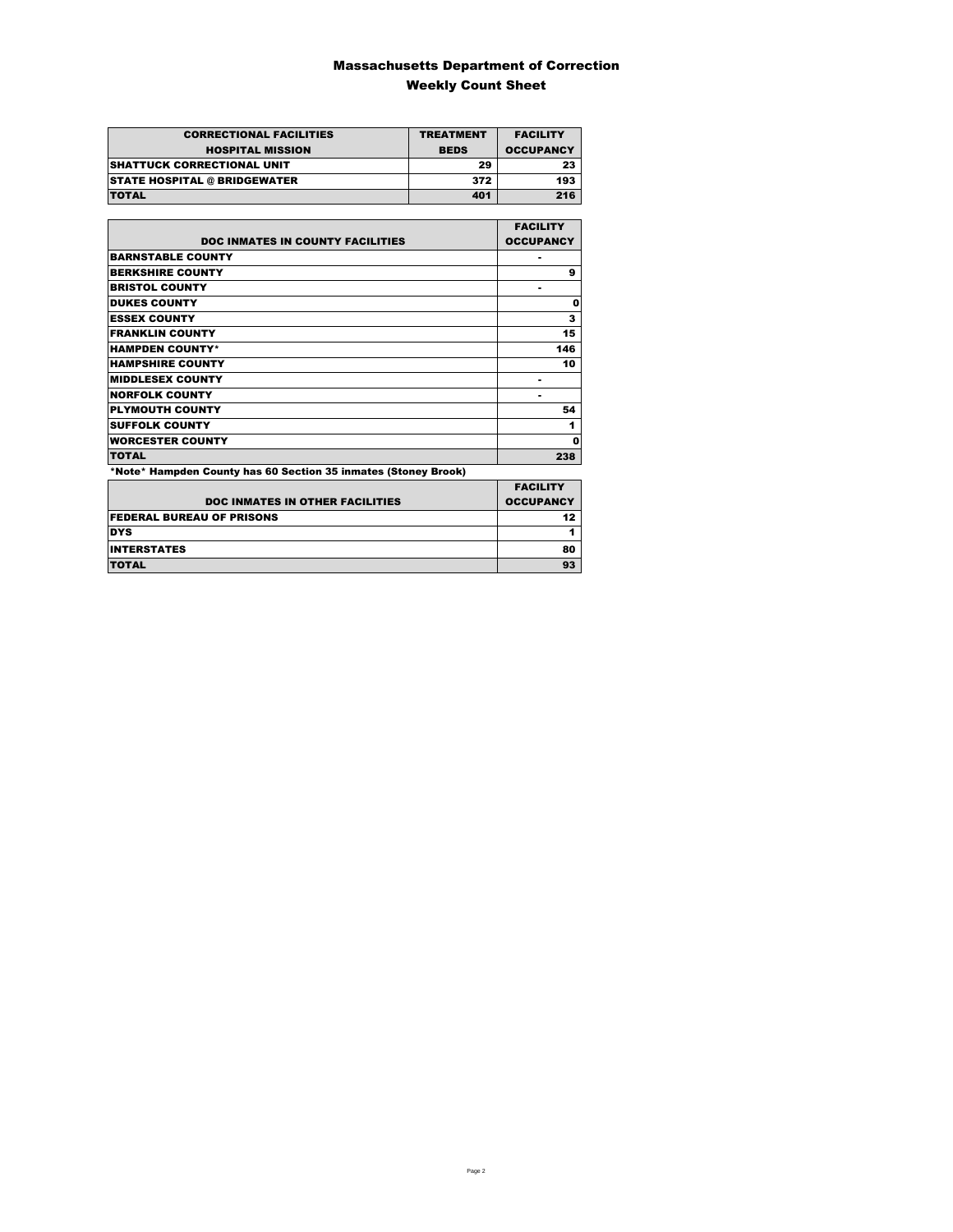# Massachusetts Department of Correction
## Weekly Count Sheet

| CORRECTIONAL FACILITIES HOSPITAL MISSION | TREATMENT BEDS | FACILITY OCCUPANCY |
|---|---|---|
| SHATTUCK CORRECTIONAL UNIT | 29 | 23 |
| STATE HOSPITAL @ BRIDGEWATER | 372 | 193 |
| TOTAL | 401 | 216 |

| DOC INMATES IN COUNTY FACILITIES | FACILITY OCCUPANCY |
|---|---|
| BARNSTABLE COUNTY | - |
| BERKSHIRE COUNTY | 9 |
| BRISTOL COUNTY | - |
| DUKES COUNTY | 0 |
| ESSEX COUNTY | 3 |
| FRANKLIN COUNTY | 15 |
| HAMPDEN COUNTY* | 146 |
| HAMPSHIRE COUNTY | 10 |
| MIDDLESEX COUNTY | - |
| NORFOLK COUNTY | - |
| PLYMOUTH COUNTY | 54 |
| SUFFOLK COUNTY | 1 |
| WORCESTER COUNTY | 0 |
| TOTAL | 238 |

*Note* Hampden County has 60 Section 35 inmates (Stoney Brook)

| DOC INMATES IN OTHER FACILITIES | FACILITY OCCUPANCY |
|---|---|
| FEDERAL BUREAU OF PRISONS | 12 |
| DYS | 1 |
| INTERSTATES | 80 |
| TOTAL | 93 |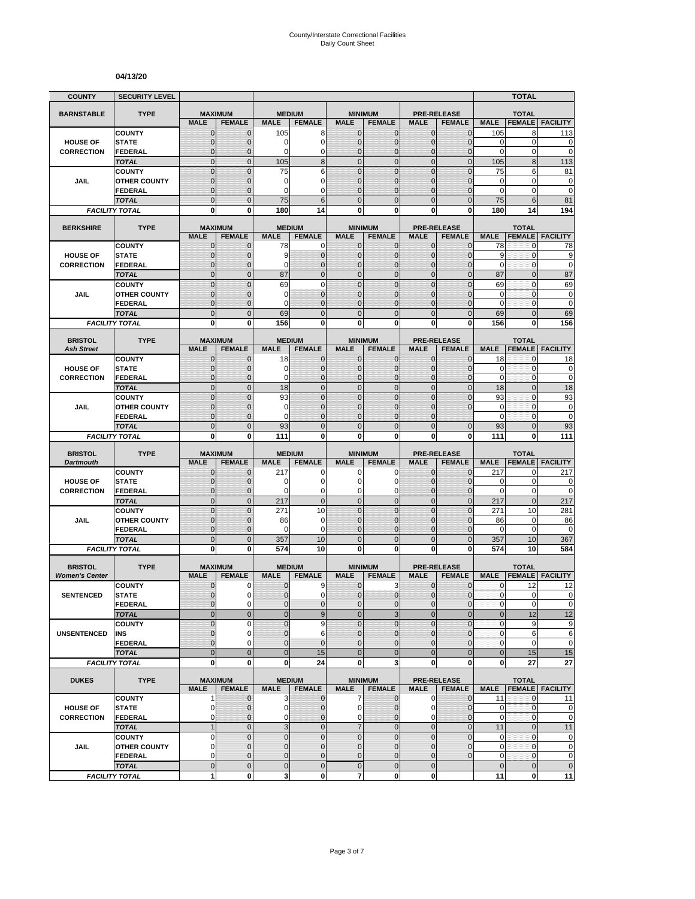# County/Interstate Correctional Facilities
## Daily Count Sheet

**04/13/20**

| COUNTY | SECURITY LEVEL | | | | | | | | | | TOTAL | |
|---|---|---|---|---|---|---|---|---|---|---|---|---|
| **BARNSTABLE** | **TYPE** | **MAXIMUM** | | **MEDIUM** | | **MINIMUM** | | **PRE-RELEASE** | | **TOTAL** | | |
| | | **MALE** | **FEMALE** | **MALE** | **FEMALE** | **MALE** | **FEMALE** | **MALE** | **FEMALE** | **MALE** | **FEMALE** | **FACILITY** |
| **HOUSE OF CORRECTION** | COUNTY | 0 | 0 | 105 | 8 | 0 | 0 | 0 | 0 | 105 | 8 | 113 |
| | STATE | 0 | 0 | 0 | 0 | 0 | 0 | 0 | 0 | 0 | 0 | 0 |
| | FEDERAL | 0 | 0 | 0 | 0 | 0 | 0 | 0 | 0 | 0 | 0 | 0 |
| | *TOTAL* | 0 | 0 | 105 | 8 | 0 | 0 | 0 | 0 | 105 | 8 | 113 |
| **JAIL** | COUNTY | 0 | 0 | 75 | 6 | 0 | 0 | 0 | 0 | 75 | 6 | 81 |
| | OTHER COUNTY | 0 | 0 | 0 | 0 | 0 | 0 | 0 | 0 | 0 | 0 | 0 |
| | FEDERAL | 0 | 0 | 0 | 0 | 0 | 0 | 0 | 0 | 0 | 0 | 0 |
| | *TOTAL* | 0 | 0 | 75 | 6 | 0 | 0 | 0 | 0 | 75 | 6 | 81 |
| *FACILITY TOTAL* | | **0** | **0** | **180** | **14** | **0** | **0** | **0** | **0** | **180** | **14** | **194** |
| **BERKSHIRE** | **TYPE** | **MAXIMUM** | | **MEDIUM** | | **MINIMUM** | | **PRE-RELEASE** | | **TOTAL** | | |
| | | **MALE** | **FEMALE** | **MALE** | **FEMALE** | **MALE** | **FEMALE** | **MALE** | **FEMALE** | **MALE** | **FEMALE** | **FACILITY** |
| **HOUSE OF CORRECTION** | COUNTY | 0 | 0 | 78 | 0 | 0 | 0 | 0 | 0 | 78 | 0 | 78 |
| | STATE | 0 | 0 | 9 | 0 | 0 | 0 | 0 | 0 | 9 | 0 | 9 |
| | FEDERAL | 0 | 0 | 0 | 0 | 0 | 0 | 0 | 0 | 0 | 0 | 0 |
| | *TOTAL* | 0 | 0 | 87 | 0 | 0 | 0 | 0 | 0 | 87 | 0 | 87 |
| **JAIL** | COUNTY | 0 | 0 | 69 | 0 | 0 | 0 | 0 | 0 | 69 | 0 | 69 |
| | OTHER COUNTY | 0 | 0 | 0 | 0 | 0 | 0 | 0 | 0 | 0 | 0 | 0 |
| | FEDERAL | 0 | 0 | 0 | 0 | 0 | 0 | 0 | 0 | 0 | 0 | 0 |
| | *TOTAL* | 0 | 0 | 69 | 0 | 0 | 0 | 0 | 0 | 69 | 0 | 69 |
| *FACILITY TOTAL* | | **0** | **0** | **156** | **0** | **0** | **0** | **0** | **0** | **156** | **0** | **156** |
| **BRISTOL** *Ash Street* | **TYPE** | **MAXIMUM** | | **MEDIUM** | | **MINIMUM** | | **PRE-RELEASE** | | **TOTAL** | | |
| | | **MALE** | **FEMALE** | **MALE** | **FEMALE** | **MALE** | **FEMALE** | **MALE** | **FEMALE** | **MALE** | **FEMALE** | **FACILITY** |
| **HOUSE OF CORRECTION** | COUNTY | 0 | 0 | 18 | 0 | 0 | 0 | 0 | 0 | 18 | 0 | 18 |
| | STATE | 0 | 0 | 0 | 0 | 0 | 0 | 0 | 0 | 0 | 0 | 0 |
| | FEDERAL | 0 | 0 | 0 | 0 | 0 | 0 | 0 | 0 | 0 | 0 | 0 |
| | *TOTAL* | 0 | 0 | 18 | 0 | 0 | 0 | 0 | 0 | 18 | 0 | 18 |
| **JAIL** | COUNTY | 0 | 0 | 93 | 0 | 0 | 0 | 0 | 0 | 93 | 0 | 93 |
| | OTHER COUNTY | 0 | 0 | 0 | 0 | 0 | 0 | 0 | 0 | 0 | 0 | 0 |
| | FEDERAL | 0 | 0 | 0 | 0 | 0 | 0 | 0 | | 0 | 0 | 0 |
| | *TOTAL* | 0 | 0 | 93 | 0 | 0 | 0 | 0 | 0 | 93 | 0 | 93 |
| *FACILITY TOTAL* | | **0** | **0** | **111** | **0** | **0** | **0** | **0** | **0** | **111** | **0** | **111** |
| **BRISTOL** *Dartmouth* | **TYPE** | **MAXIMUM** | | **MEDIUM** | | **MINIMUM** | | **PRE-RELEASE** | | **TOTAL** | | |
| | | **MALE** | **FEMALE** | **MALE** | **FEMALE** | **MALE** | **FEMALE** | **MALE** | **FEMALE** | **MALE** | **FEMALE** | **FACILITY** |
| **HOUSE OF CORRECTION** | COUNTY | 0 | 0 | 217 | 0 | 0 | 0 | 0 | 0 | 217 | 0 | 217 |
| | STATE | 0 | 0 | 0 | 0 | 0 | 0 | 0 | 0 | 0 | 0 | 0 |
| | FEDERAL | 0 | 0 | 0 | 0 | 0 | 0 | 0 | 0 | 0 | 0 | 0 |
| | *TOTAL* | 0 | 0 | 217 | 0 | 0 | 0 | 0 | 0 | 217 | 0 | 217 |
| **JAIL** | COUNTY | 0 | 0 | 271 | 10 | 0 | 0 | 0 | 0 | 271 | 10 | 281 |
| | OTHER COUNTY | 0 | 0 | 86 | 0 | 0 | 0 | 0 | 0 | 86 | 0 | 86 |
| | FEDERAL | 0 | 0 | 0 | 0 | 0 | 0 | 0 | 0 | 0 | 0 | 0 |
| | *TOTAL* | 0 | 0 | 357 | 10 | 0 | 0 | 0 | 0 | 357 | 10 | 367 |
| *FACILITY TOTAL* | | **0** | **0** | **574** | **10** | **0** | **0** | **0** | **0** | **574** | **10** | **584** |
| **BRISTOL** *Women's Center* | **TYPE** | **MAXIMUM** | | **MEDIUM** | | **MINIMUM** | | **PRE-RELEASE** | | **TOTAL** | | |
| | | **MALE** | **FEMALE** | **MALE** | **FEMALE** | **MALE** | **FEMALE** | **MALE** | **FEMALE** | **MALE** | **FEMALE** | **FACILITY** |
| **SENTENCED** | COUNTY | 0 | 0 | 0 | 9 | 0 | 3 | 0 | 0 | 0 | 12 | 12 |
| | STATE | 0 | 0 | 0 | 0 | 0 | 0 | 0 | 0 | 0 | 0 | 0 |
| | FEDERAL | 0 | 0 | 0 | 0 | 0 | 0 | 0 | 0 | 0 | 0 | 0 |
| | *TOTAL* | 0 | 0 | 0 | 9 | 0 | 3 | 0 | 0 | 0 | 12 | 12 |
| **UNSENTENCED** | COUNTY | 0 | 0 | 0 | 9 | 0 | 0 | 0 | 0 | 0 | 9 | 9 |
| | INS | 0 | 0 | 0 | 6 | 0 | 0 | 0 | 0 | 0 | 6 | 6 |
| | FEDERAL | 0 | 0 | 0 | 0 | 0 | 0 | 0 | 0 | 0 | 0 | 0 |
| | *TOTAL* | 0 | 0 | 0 | 15 | 0 | 0 | 0 | 0 | 0 | 15 | 15 |
| *FACILITY TOTAL* | | **0** | **0** | **0** | **24** | **0** | **3** | **0** | **0** | **0** | **27** | **27** |
| **DUKES** | **TYPE** | **MAXIMUM** | | **MEDIUM** | | **MINIMUM** | | **PRE-RELEASE** | | **TOTAL** | | |
| | | **MALE** | **FEMALE** | **MALE** | **FEMALE** | **MALE** | **FEMALE** | **MALE** | **FEMALE** | **MALE** | **FEMALE** | **FACILITY** |
| **HOUSE OF CORRECTION** | COUNTY | 1 | 0 | 3 | 0 | 7 | 0 | 0 | 0 | 11 | 0 | 11 |
| | STATE | 0 | 0 | 0 | 0 | 0 | 0 | 0 | 0 | 0 | 0 | 0 |
| | FEDERAL | 0 | 0 | 0 | 0 | 0 | 0 | 0 | 0 | 0 | 0 | 0 |
| | *TOTAL* | 1 | 0 | 3 | 0 | 7 | 0 | 0 | 0 | 11 | 0 | 11 |
| **JAIL** | COUNTY | 0 | 0 | 0 | 0 | 0 | 0 | 0 | 0 | 0 | 0 | 0 |
| | OTHER COUNTY | 0 | 0 | 0 | 0 | 0 | 0 | 0 | 0 | 0 | 0 | 0 |
| | FEDERAL | 0 | 0 | 0 | 0 | 0 | 0 | 0 | 0 | 0 | 0 | 0 |
| | *TOTAL* | 0 | 0 | 0 | 0 | 0 | 0 | 0 | | 0 | 0 | 0 |
| *FACILITY TOTAL* | | **1** | **0** | **3** | **0** | **7** | **0** | **0** | | **11** | **0** | **11** |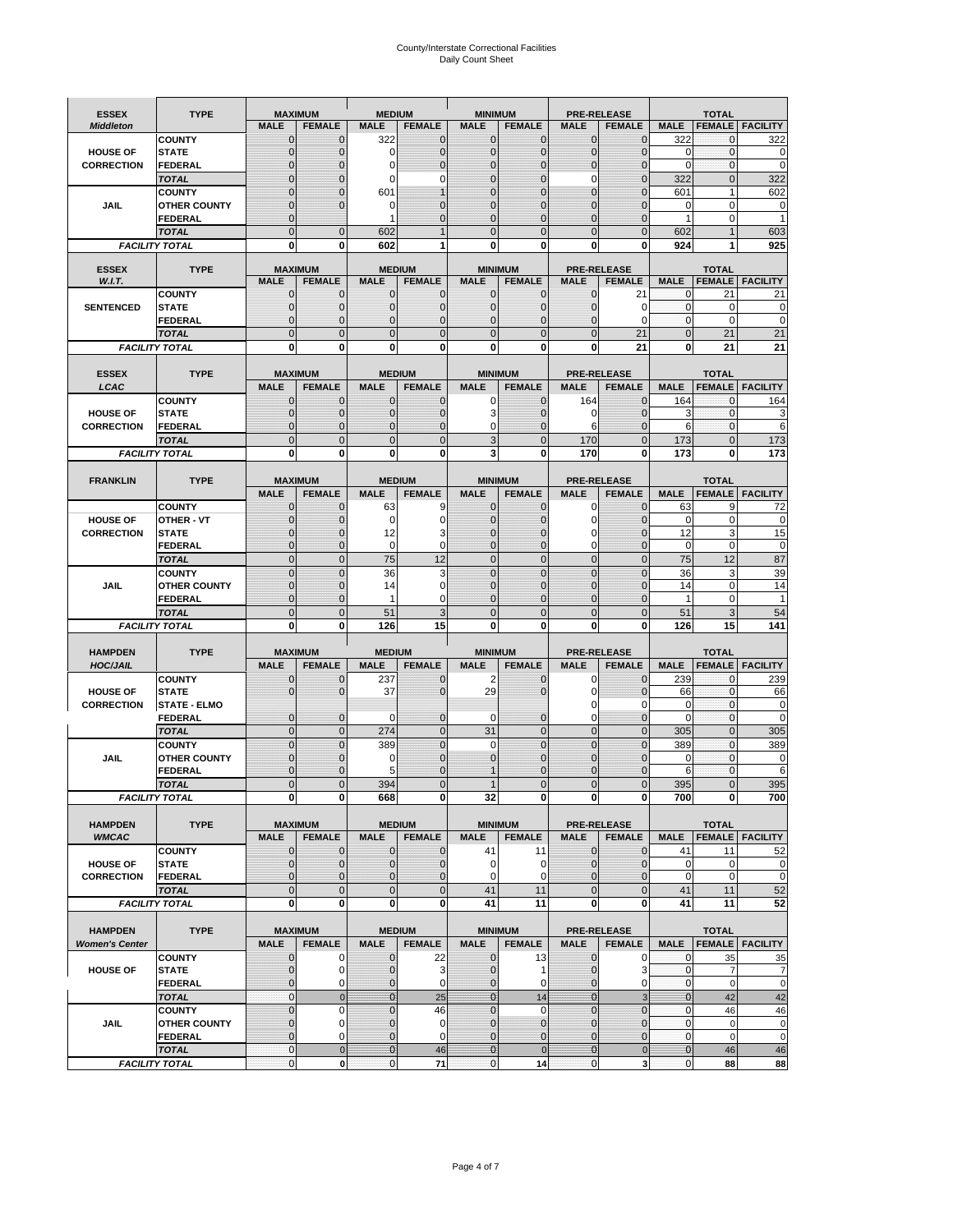# County/Interstate Correctional Facilities
## Daily Count Sheet

| ESSEX *Middleton* | TYPE | MAXIMUM | | MEDIUM | | MINIMUM | | PRE-RELEASE | | TOTAL | | |
|---|---|---|---|---|---|---|---|---|---|---|---|---|
| | | MALE | FEMALE | MALE | FEMALE | MALE | FEMALE | MALE | FEMALE | MALE | FEMALE | FACILITY |
| HOUSE OF CORRECTION | COUNTY | 0 | 0 | 322 | 0 | 0 | 0 | 0 | 0 | 322 | 0 | 322 |
| | STATE | 0 | 0 | 0 | 0 | 0 | 0 | 0 | 0 | 0 | 0 | 0 |
| | FEDERAL | 0 | 0 | 0 | 0 | 0 | 0 | 0 | 0 | 0 | 0 | 0 |
| | TOTAL | 0 | 0 | 0 | 0 | 0 | 0 | 0 | 0 | 322 | 0 | 322 |
| JAIL | COUNTY | 0 | 0 | 601 | 1 | 0 | 0 | 0 | 0 | 601 | 1 | 602 |
| | OTHER COUNTY | 0 | 0 | 0 | 0 | 0 | 0 | 0 | 0 | 0 | 0 | 0 |
| | FEDERAL | 0 | | 1 | 0 | 0 | 0 | 0 | 0 | 1 | 0 | 1 |
| | TOTAL | 0 | 0 | 602 | 1 | 0 | 0 | 0 | 0 | 602 | 1 | 603 |
| FACILITY TOTAL | | 0 | 0 | 602 | 1 | 0 | 0 | 0 | 0 | 924 | 1 | 925 |

| ESSEX *W.I.T.* | TYPE | MAXIMUM | | MEDIUM | | MINIMUM | | PRE-RELEASE | | TOTAL | | |
|---|---|---|---|---|---|---|---|---|---|---|---|---|
| | | MALE | FEMALE | MALE | FEMALE | MALE | FEMALE | MALE | FEMALE | MALE | FEMALE | FACILITY |
| SENTENCED | COUNTY | 0 | 0 | 0 | 0 | 0 | 0 | 0 | 21 | 0 | 21 | 21 |
| | STATE | 0 | 0 | 0 | 0 | 0 | 0 | 0 | 0 | 0 | 0 | 0 |
| | FEDERAL | 0 | 0 | 0 | 0 | 0 | 0 | 0 | 0 | 0 | 0 | 0 |
| | TOTAL | 0 | 0 | 0 | 0 | 0 | 0 | 0 | 21 | 0 | 21 | 21 |
| FACILITY TOTAL | | 0 | 0 | 0 | 0 | 0 | 0 | 0 | 21 | 0 | 21 | 21 |

| ESSEX *LCAC* | TYPE | MAXIMUM | | MEDIUM | | MINIMUM | | PRE-RELEASE | | TOTAL | | |
|---|---|---|---|---|---|---|---|---|---|---|---|---|
| | | MALE | FEMALE | MALE | FEMALE | MALE | FEMALE | MALE | FEMALE | MALE | FEMALE | FACILITY |
| HOUSE OF CORRECTION | COUNTY | 0 | 0 | 0 | 0 | 0 | 0 | 164 | 0 | 164 | 0 | 164 |
| | STATE | 0 | 0 | 0 | 0 | 3 | 0 | 0 | 0 | 3 | 0 | 3 |
| | FEDERAL | 0 | 0 | 0 | 0 | 0 | 0 | 6 | 0 | 6 | 0 | 6 |
| | TOTAL | 0 | 0 | 0 | 0 | 3 | 0 | 170 | 0 | 173 | 0 | 173 |
| FACILITY TOTAL | | 0 | 0 | 0 | 0 | 3 | 0 | 170 | 0 | 173 | 0 | 173 |

| FRANKLIN | TYPE | MAXIMUM | | MEDIUM | | MINIMUM | | PRE-RELEASE | | TOTAL | | |
|---|---|---|---|---|---|---|---|---|---|---|---|---|
| | | MALE | FEMALE | MALE | FEMALE | MALE | FEMALE | MALE | FEMALE | MALE | FEMALE | FACILITY |
| HOUSE OF CORRECTION | COUNTY | 0 | 0 | 63 | 9 | 0 | 0 | 0 | 0 | 63 | 9 | 72 |
| | OTHER - VT | 0 | 0 | 0 | 0 | 0 | 0 | 0 | 0 | 0 | 0 | 0 |
| | STATE | 0 | 0 | 12 | 3 | 0 | 0 | 0 | 0 | 12 | 3 | 15 |
| | FEDERAL | 0 | 0 | 0 | 0 | 0 | 0 | 0 | 0 | 0 | 0 | 0 |
| | TOTAL | 0 | 0 | 75 | 12 | 0 | 0 | 0 | 0 | 75 | 12 | 87 |
| JAIL | COUNTY | 0 | 0 | 36 | 3 | 0 | 0 | 0 | 0 | 36 | 3 | 39 |
| | OTHER COUNTY | 0 | 0 | 14 | 0 | 0 | 0 | 0 | 0 | 14 | 0 | 14 |
| | FEDERAL | 0 | 0 | 1 | 0 | 0 | 0 | 0 | 0 | 1 | 0 | 1 |
| | TOTAL | 0 | 0 | 51 | 3 | 0 | 0 | 0 | 0 | 51 | 3 | 54 |
| FACILITY TOTAL | | 0 | 0 | 126 | 15 | 0 | 0 | 0 | 0 | 126 | 15 | 141 |

| HAMPDEN *HOC/JAIL* | TYPE | MAXIMUM | | MEDIUM | | MINIMUM | | PRE-RELEASE | | TOTAL | | |
|---|---|---|---|---|---|---|---|---|---|---|---|---|
| | | MALE | FEMALE | MALE | FEMALE | MALE | FEMALE | MALE | FEMALE | MALE | FEMALE | FACILITY |
| HOUSE OF CORRECTION | COUNTY | 0 | 0 | 237 | 0 | 2 | 0 | 0 | 0 | 239 | 0 | 239 |
| | STATE | 0 | 0 | 37 | 0 | 29 | 0 | 0 | 0 | 66 | 0 | 66 |
| | STATE - ELMO | | | | | | | 0 | 0 | 0 | 0 | 0 |
| | FEDERAL | 0 | 0 | 0 | 0 | 0 | 0 | 0 | 0 | 0 | 0 | 0 |
| | TOTAL | 0 | 0 | 274 | 0 | 31 | 0 | 0 | 0 | 305 | 0 | 305 |
| JAIL | COUNTY | 0 | 0 | 389 | 0 | 0 | 0 | 0 | 0 | 389 | 0 | 389 |
| | OTHER COUNTY | 0 | 0 | 0 | 0 | 0 | 0 | 0 | 0 | 0 | 0 | 0 |
| | FEDERAL | 0 | 0 | 5 | 0 | 1 | 0 | 0 | 0 | 6 | 0 | 6 |
| | TOTAL | 0 | 0 | 394 | 0 | 1 | 0 | 0 | 0 | 395 | 0 | 395 |
| FACILITY TOTAL | | 0 | 0 | 668 | 0 | 32 | 0 | 0 | 0 | 700 | 0 | 700 |

| HAMPDEN *WMCAC* | TYPE | MAXIMUM | | MEDIUM | | MINIMUM | | PRE-RELEASE | | TOTAL | | |
|---|---|---|---|---|---|---|---|---|---|---|---|---|
| | | MALE | FEMALE | MALE | FEMALE | MALE | FEMALE | MALE | FEMALE | MALE | FEMALE | FACILITY |
| HOUSE OF CORRECTION | COUNTY | 0 | 0 | 0 | 0 | 41 | 11 | 0 | 0 | 41 | 11 | 52 |
| | STATE | 0 | 0 | 0 | 0 | 0 | 0 | 0 | 0 | 0 | 0 | 0 |
| | FEDERAL | 0 | 0 | 0 | 0 | 0 | 0 | 0 | 0 | 0 | 0 | 0 |
| | TOTAL | 0 | 0 | 0 | 0 | 41 | 11 | 0 | 0 | 41 | 11 | 52 |
| FACILITY TOTAL | | 0 | 0 | 0 | 0 | 41 | 11 | 0 | 0 | 41 | 11 | 52 |

| HAMPDEN *Women's Center* | TYPE | MAXIMUM | | MEDIUM | | MINIMUM | | PRE-RELEASE | | TOTAL | | |
|---|---|---|---|---|---|---|---|---|---|---|---|---|
| | | MALE | FEMALE | MALE | FEMALE | MALE | FEMALE | MALE | FEMALE | MALE | FEMALE | FACILITY |
| HOUSE OF | COUNTY | 0 | 0 | 0 | 22 | 0 | 13 | 0 | 0 | 0 | 35 | 35 |
| | STATE | 0 | 0 | 0 | 3 | 0 | 1 | 0 | 3 | 0 | 7 | 7 |
| | FEDERAL | 0 | 0 | 0 | 0 | 0 | 0 | 0 | 0 | 0 | 0 | 0 |
| | TOTAL | 0 | 0 | 0 | 25 | 0 | 14 | 0 | 3 | 0 | 42 | 42 |
| JAIL | COUNTY | 0 | 0 | 0 | 46 | 0 | 0 | 0 | 0 | 0 | 46 | 46 |
| | OTHER COUNTY | 0 | 0 | 0 | 0 | 0 | 0 | 0 | 0 | 0 | 0 | 0 |
| | FEDERAL | 0 | 0 | 0 | 0 | 0 | 0 | 0 | 0 | 0 | 0 | 0 |
| | TOTAL | 0 | 0 | 0 | 46 | 0 | 0 | 0 | 0 | 0 | 46 | 46 |
| FACILITY TOTAL | | 0 | 0 | 0 | 71 | 0 | 14 | 0 | 3 | 0 | 88 | 88 |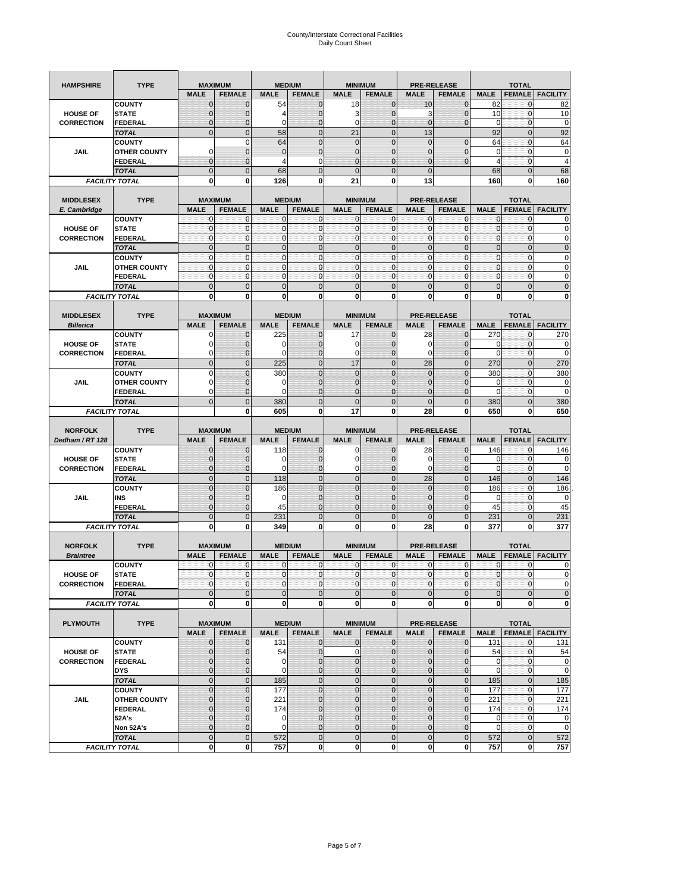# County/Interstate Correctional Facilities
Daily Count Sheet

| HAMPSHIRE | TYPE | MAXIMUM | | MEDIUM | | MINIMUM | | PRE-RELEASE | | TOTAL | | |
|---|---|---|---|---|---|---|---|---|---|---|---|---|
| | | MALE | FEMALE | MALE | FEMALE | MALE | FEMALE | MALE | FEMALE | MALE | FEMALE | FACILITY |
| HOUSE OF CORRECTION | COUNTY | 0 | 0 | 54 | 0 | 18 | 0 | 10 | 0 | 82 | 0 | 82 |
| | STATE | 0 | 0 | 4 | 0 | 3 | 0 | 3 | 0 | 10 | 0 | 10 |
| | FEDERAL | 0 | 0 | 0 | 0 | 0 | 0 | 0 | 0 | 0 | 0 | 0 |
| | TOTAL | 0 | 0 | 58 | 0 | 21 | 0 | 13 | | 92 | 0 | 92 |
| JAIL | COUNTY | | 0 | 64 | 0 | 0 | 0 | 0 | 0 | 64 | 0 | 64 |
| | OTHER COUNTY | 0 | 0 | 0 | 0 | 0 | 0 | 0 | 0 | 0 | 0 | 0 |
| | FEDERAL | 0 | 0 | 4 | 0 | 0 | 0 | 0 | 0 | 4 | 0 | 4 |
| | TOTAL | 0 | 0 | 68 | 0 | 0 | 0 | 0 | | 68 | 0 | 68 |
| FACILITY TOTAL | | 0 | 0 | 126 | 0 | 21 | 0 | 13 | | 160 | 0 | 160 |

| MIDDLESEX E. Cambridge | TYPE | MAXIMUM | | MEDIUM | | MINIMUM | | PRE-RELEASE | | TOTAL | | |
|---|---|---|---|---|---|---|---|---|---|---|---|---|
| | | MALE | FEMALE | MALE | FEMALE | MALE | FEMALE | MALE | FEMALE | MALE | FEMALE | FACILITY |
| HOUSE OF CORRECTION | COUNTY | 0 | 0 | 0 | 0 | 0 | 0 | 0 | 0 | 0 | 0 | 0 |
| | STATE | 0 | 0 | 0 | 0 | 0 | 0 | 0 | 0 | 0 | 0 | 0 |
| | FEDERAL | 0 | 0 | 0 | 0 | 0 | 0 | 0 | 0 | 0 | 0 | 0 |
| | TOTAL | 0 | 0 | 0 | 0 | 0 | 0 | 0 | 0 | 0 | 0 | 0 |
| JAIL | COUNTY | 0 | 0 | 0 | 0 | 0 | 0 | 0 | 0 | 0 | 0 | 0 |
| | OTHER COUNTY | 0 | 0 | 0 | 0 | 0 | 0 | 0 | 0 | 0 | 0 | 0 |
| | FEDERAL | 0 | 0 | 0 | 0 | 0 | 0 | 0 | 0 | 0 | 0 | 0 |
| | TOTAL | 0 | 0 | 0 | 0 | 0 | 0 | 0 | 0 | 0 | 0 | 0 |
| FACILITY TOTAL | | 0 | 0 | 0 | 0 | 0 | 0 | 0 | 0 | 0 | 0 | 0 |

| MIDDLESEX Billerica | TYPE | MAXIMUM | | MEDIUM | | MINIMUM | | PRE-RELEASE | | TOTAL | | |
|---|---|---|---|---|---|---|---|---|---|---|---|---|
| | | MALE | FEMALE | MALE | FEMALE | MALE | FEMALE | MALE | FEMALE | MALE | FEMALE | FACILITY |
| HOUSE OF CORRECTION | COUNTY | 0 | 0 | 225 | 0 | 17 | 0 | 28 | 0 | 270 | 0 | 270 |
| | STATE | 0 | 0 | 0 | 0 | 0 | 0 | 0 | 0 | 0 | 0 | 0 |
| | FEDERAL | 0 | 0 | 0 | 0 | 0 | 0 | 0 | 0 | 0 | 0 | 0 |
| | TOTAL | 0 | 0 | 225 | 0 | 17 | 0 | 28 | 0 | 270 | 0 | 270 |
| JAIL | COUNTY | 0 | 0 | 380 | 0 | 0 | 0 | 0 | 0 | 380 | 0 | 380 |
| | OTHER COUNTY | 0 | 0 | 0 | 0 | 0 | 0 | 0 | 0 | 0 | 0 | 0 |
| | FEDERAL | 0 | 0 | 0 | 0 | 0 | 0 | 0 | 0 | 0 | 0 | 0 |
| | TOTAL | 0 | 0 | 380 | 0 | 0 | 0 | 0 | 0 | 380 | 0 | 380 |
| FACILITY TOTAL | | | 0 | 605 | 0 | 17 | 0 | 28 | 0 | 650 | 0 | 650 |

| NORFOLK Dedham / RT 128 | TYPE | MAXIMUM | | MEDIUM | | MINIMUM | | PRE-RELEASE | | TOTAL | | |
|---|---|---|---|---|---|---|---|---|---|---|---|---|
| | | MALE | FEMALE | MALE | FEMALE | MALE | FEMALE | MALE | FEMALE | MALE | FEMALE | FACILITY |
| HOUSE OF CORRECTION | COUNTY | 0 | 0 | 118 | 0 | 0 | 0 | 28 | 0 | 146 | 0 | 146 |
| | STATE | 0 | 0 | 0 | 0 | 0 | 0 | 0 | 0 | 0 | 0 | 0 |
| | FEDERAL | 0 | 0 | 0 | 0 | 0 | 0 | 0 | 0 | 0 | 0 | 0 |
| | TOTAL | 0 | 0 | 118 | 0 | 0 | 0 | 28 | 0 | 146 | 0 | 146 |
| JAIL | COUNTY | 0 | 0 | 186 | 0 | 0 | 0 | 0 | 0 | 186 | 0 | 186 |
| | INS | 0 | 0 | 0 | 0 | 0 | 0 | 0 | 0 | 0 | 0 | 0 |
| | FEDERAL | 0 | 0 | 45 | 0 | 0 | 0 | 0 | 0 | 45 | 0 | 45 |
| | TOTAL | 0 | 0 | 231 | 0 | 0 | 0 | 0 | 0 | 231 | 0 | 231 |
| FACILITY TOTAL | | 0 | 0 | 349 | 0 | 0 | 0 | 28 | 0 | 377 | 0 | 377 |

| NORFOLK Braintree | TYPE | MAXIMUM | | MEDIUM | | MINIMUM | | PRE-RELEASE | | TOTAL | | |
|---|---|---|---|---|---|---|---|---|---|---|---|---|
| | | MALE | FEMALE | MALE | FEMALE | MALE | FEMALE | MALE | FEMALE | MALE | FEMALE | FACILITY |
| HOUSE OF CORRECTION | COUNTY | 0 | 0 | 0 | 0 | 0 | 0 | 0 | 0 | 0 | 0 | 0 |
| | STATE | 0 | 0 | 0 | 0 | 0 | 0 | 0 | 0 | 0 | 0 | 0 |
| | FEDERAL | 0 | 0 | 0 | 0 | 0 | 0 | 0 | 0 | 0 | 0 | 0 |
| | TOTAL | 0 | 0 | 0 | 0 | 0 | 0 | 0 | 0 | 0 | 0 | 0 |
| FACILITY TOTAL | | 0 | 0 | 0 | 0 | 0 | 0 | 0 | 0 | 0 | 0 | 0 |

| PLYMOUTH | TYPE | MAXIMUM | | MEDIUM | | MINIMUM | | PRE-RELEASE | | TOTAL | | |
|---|---|---|---|---|---|---|---|---|---|---|---|---|
| | | MALE | FEMALE | MALE | FEMALE | MALE | FEMALE | MALE | FEMALE | MALE | FEMALE | FACILITY |
| HOUSE OF CORRECTION | COUNTY | 0 | 0 | 131 | 0 | 0 | 0 | 0 | 0 | 131 | 0 | 131 |
| | STATE | 0 | 0 | 54 | 0 | 0 | 0 | 0 | 0 | 54 | 0 | 54 |
| | FEDERAL | 0 | 0 | 0 | 0 | 0 | 0 | 0 | 0 | 0 | 0 | 0 |
| | DYS | 0 | 0 | 0 | 0 | 0 | 0 | 0 | 0 | 0 | 0 | 0 |
| | TOTAL | 0 | 0 | 185 | 0 | 0 | 0 | 0 | 0 | 185 | 0 | 185 |
| JAIL | COUNTY | 0 | 0 | 177 | 0 | 0 | 0 | 0 | 0 | 177 | 0 | 177 |
| | OTHER COUNTY | 0 | 0 | 221 | 0 | 0 | 0 | 0 | 0 | 221 | 0 | 221 |
| | FEDERAL | 0 | 0 | 174 | 0 | 0 | 0 | 0 | 0 | 174 | 0 | 174 |
| | 52A's | 0 | 0 | 0 | 0 | 0 | 0 | 0 | 0 | 0 | 0 | 0 |
| | Non 52A's | 0 | 0 | 0 | 0 | 0 | 0 | 0 | 0 | 0 | 0 | 0 |
| | TOTAL | 0 | 0 | 572 | 0 | 0 | 0 | 0 | 0 | 572 | 0 | 572 |
| FACILITY TOTAL | | 0 | 0 | 757 | 0 | 0 | 0 | 0 | 0 | 757 | 0 | 757 |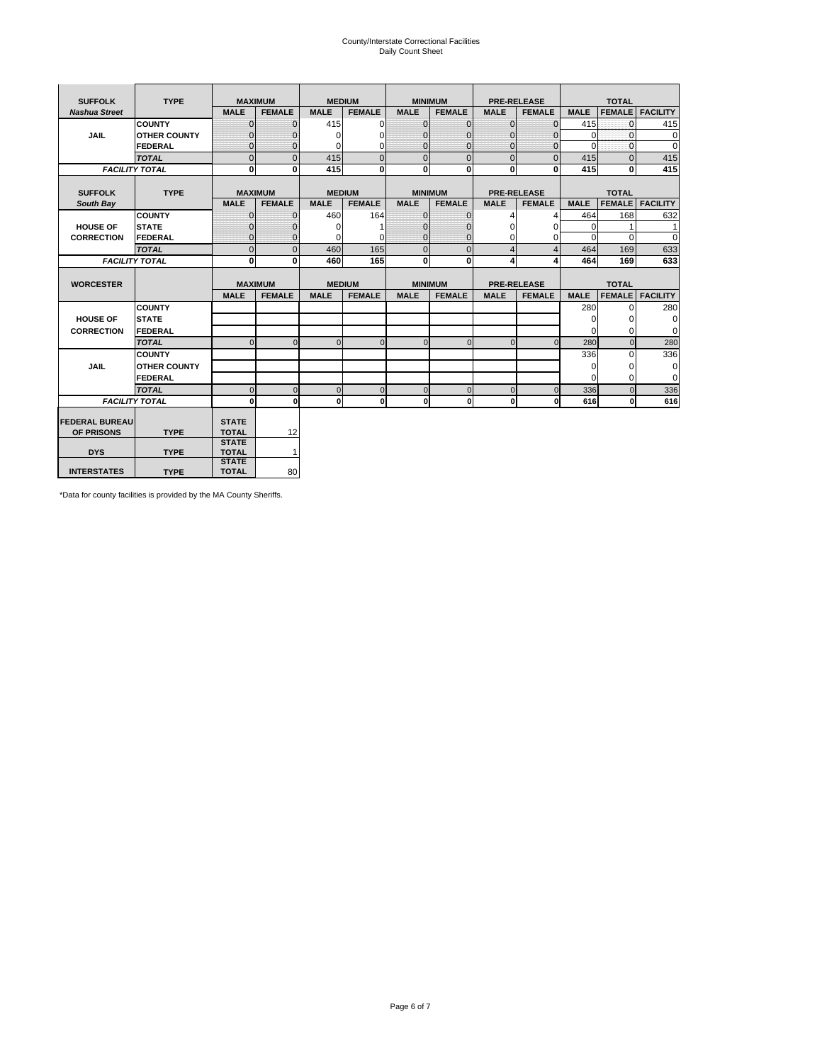# County/Interstate Correctional Facilities
## Daily Count Sheet

| SUFFOLK | TYPE | MAXIMUM | | MEDIUM | | MINIMUM | | PRE-RELEASE | | TOTAL | | |
|---|---|---|---|---|---|---|---|---|---|---|---|---|
| *Nashua Street* | | MALE | FEMALE | MALE | FEMALE | MALE | FEMALE | MALE | FEMALE | MALE | FEMALE | FACILITY |
| JAIL | COUNTY | 0 | 0 | 415 | 0 | 0 | 0 | 0 | 0 | 415 | 0 | 415 |
| | OTHER COUNTY | 0 | 0 | 0 | 0 | 0 | 0 | 0 | 0 | 0 | 0 | 0 |
| | FEDERAL | 0 | 0 | 0 | 0 | 0 | 0 | 0 | 0 | 0 | 0 | 0 |
| | *TOTAL* | 0 | 0 | 415 | 0 | 0 | 0 | 0 | 0 | 415 | 0 | 415 |
| *FACILITY TOTAL* | | **0** | **0** | **415** | **0** | **0** | **0** | **0** | **0** | **415** | **0** | **415** |

| SUFFOLK | TYPE | MAXIMUM | | MEDIUM | | MINIMUM | | PRE-RELEASE | | TOTAL | | |
|---|---|---|---|---|---|---|---|---|---|---|---|---|
| *South Bay* | | MALE | FEMALE | MALE | FEMALE | MALE | FEMALE | MALE | FEMALE | MALE | FEMALE | FACILITY |
| HOUSE OF CORRECTION | COUNTY | 0 | 0 | 460 | 164 | 0 | 0 | 4 | 4 | 464 | 168 | 632 |
| | STATE | 0 | 0 | 0 | 1 | 0 | 0 | 0 | 0 | 0 | 1 | 1 |
| | FEDERAL | 0 | 0 | 0 | 0 | 0 | 0 | 0 | 0 | 0 | 0 | 0 |
| | *TOTAL* | 0 | 0 | 460 | 165 | 0 | 0 | 4 | 4 | 464 | 169 | 633 |
| *FACILITY TOTAL* | | **0** | **0** | **460** | **165** | **0** | **0** | **4** | **4** | **464** | **169** | **633** |

| WORCESTER | | MAXIMUM | | MEDIUM | | MINIMUM | | PRE-RELEASE | | TOTAL | | |
|---|---|---|---|---|---|---|---|---|---|---|---|---|
| | | MALE | FEMALE | MALE | FEMALE | MALE | FEMALE | MALE | FEMALE | MALE | FEMALE | FACILITY |
| HOUSE OF CORRECTION | COUNTY | | | | | | | | | 280 | 0 | 280 |
| | STATE | | | | | | | | | 0 | 0 | 0 |
| | FEDERAL | | | | | | | | | 0 | 0 | 0 |
| | *TOTAL* | 0 | 0 | 0 | 0 | 0 | 0 | 0 | 0 | 280 | 0 | 280 |
| JAIL | COUNTY | | | | | | | | | 336 | 0 | 336 |
| | OTHER COUNTY | | | | | | | | | 0 | 0 | 0 |
| | FEDERAL | | | | | | | | | 0 | 0 | 0 |
| | *TOTAL* | 0 | 0 | 0 | 0 | 0 | 0 | 0 | 0 | 336 | 0 | 336 |
| *FACILITY TOTAL* | | **0** | **0** | **0** | **0** | **0** | **0** | **0** | **0** | **616** | **0** | **616** |

| | | | |
|---|---|---|---|
| FEDERAL BUREAU OF PRISONS | TYPE | STATE TOTAL | 12 |
| DYS | TYPE | STATE TOTAL | 1 |
| INTERSTATES | TYPE | STATE TOTAL | 80 |

*Data for county facilities is provided by the MA County Sheriffs.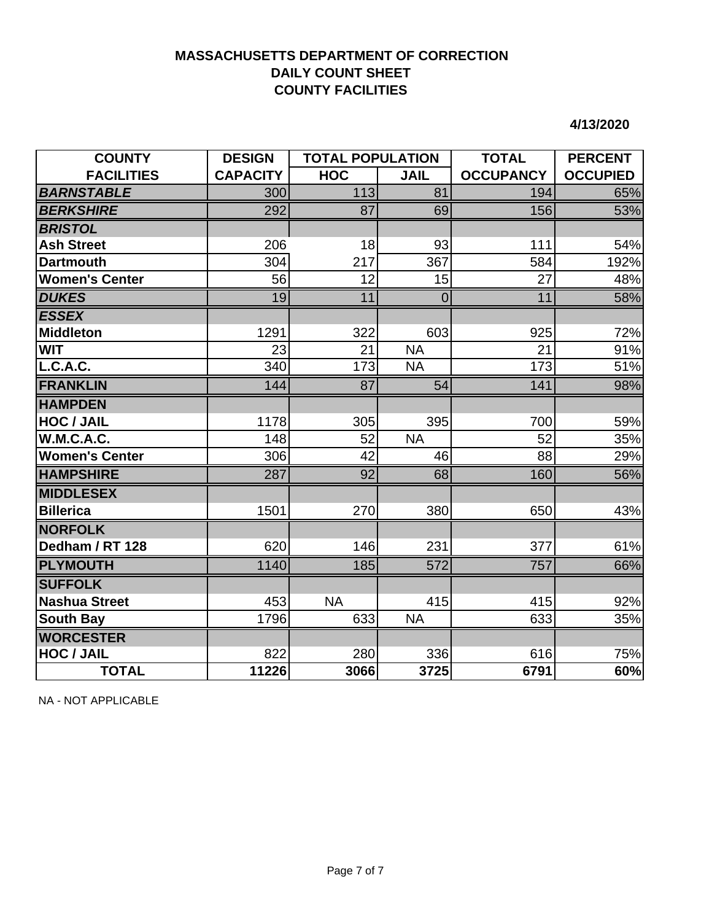# MASSACHUSETTS DEPARTMENT OF CORRECTION
# DAILY COUNT SHEET
# COUNTY FACILITIES

**4/13/2020**

| COUNTY FACILITIES | DESIGN CAPACITY | TOTAL POPULATION | | TOTAL OCCUPANCY | PERCENT OCCUPIED |
|---|---|---|---|---|---|
| | | HOC | JAIL | | |
| ***BARNSTABLE*** | 300 | 113 | 81 | 194 | 65% |
| ***BERKSHIRE*** | 292 | 87 | 69 | 156 | 53% |
| ***BRISTOL*** | | | | | |
| **Ash Street** | 206 | 18 | 93 | 111 | 54% |
| **Dartmouth** | 304 | 217 | 367 | 584 | 192% |
| **Women's Center** | 56 | 12 | 15 | 27 | 48% |
| ***DUKES*** | 19 | 11 | 0 | 11 | 58% |
| ***ESSEX*** | | | | | |
| **Middleton** | 1291 | 322 | 603 | 925 | 72% |
| **WIT** | 23 | 21 | NA | 21 | 91% |
| **L.C.A.C.** | 340 | 173 | NA | 173 | 51% |
| **FRANKLIN** | 144 | 87 | 54 | 141 | 98% |
| **HAMPDEN** | | | | | |
| **HOC / JAIL** | 1178 | 305 | 395 | 700 | 59% |
| **W.M.C.A.C.** | 148 | 52 | NA | 52 | 35% |
| **Women's Center** | 306 | 42 | 46 | 88 | 29% |
| **HAMPSHIRE** | 287 | 92 | 68 | 160 | 56% |
| **MIDDLESEX** | | | | | |
| **Billerica** | 1501 | 270 | 380 | 650 | 43% |
| **NORFOLK** | | | | | |
| **Dedham / RT 128** | 620 | 146 | 231 | 377 | 61% |
| **PLYMOUTH** | 1140 | 185 | 572 | 757 | 66% |
| **SUFFOLK** | | | | | |
| **Nashua Street** | 453 | NA | 415 | 415 | 92% |
| **South Bay** | 1796 | 633 | NA | 633 | 35% |
| **WORCESTER** | | | | | |
| **HOC / JAIL** | 822 | 280 | 336 | 616 | 75% |
| **TOTAL** | **11226** | **3066** | **3725** | **6791** | **60%** |

NA - NOT APPLICABLE